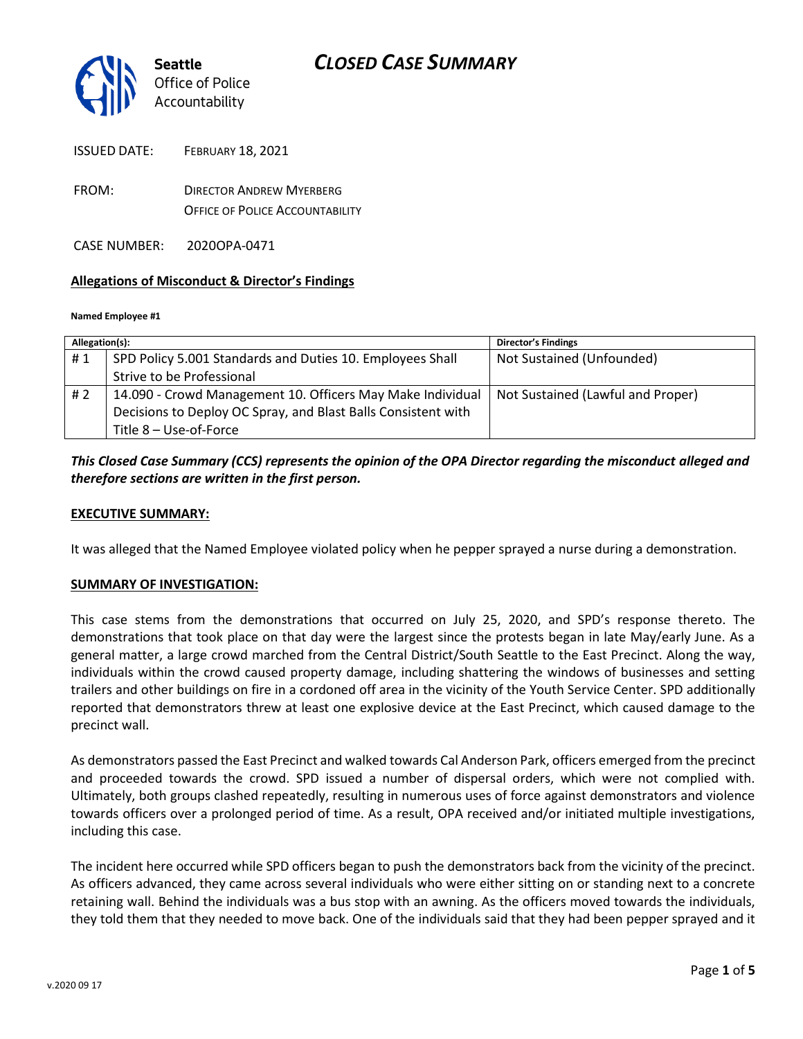# CLOSED CASE SUMMARY

Seattle Office of Police Accountability

ISSUED DATE: FEBRUARY 18, 2021

FROM: DIRECTOR ANDREW MYERBERG
OFFICE OF POLICE ACCOUNTABILITY

CASE NUMBER: 2020OPA-0471

**Allegations of Misconduct & Director's Findings**

**Named Employee #1**

| Allegation(s): | | Director's Findings |
|---|---|---|
| # 1 | SPD Policy 5.001 Standards and Duties 10. Employees Shall Strive to be Professional | Not Sustained (Unfounded) |
| # 2 | 14.090 - Crowd Management 10. Officers May Make Individual Decisions to Deploy OC Spray, and Blast Balls Consistent with Title 8 – Use-of-Force | Not Sustained (Lawful and Proper) |

***This Closed Case Summary (CCS) represents the opinion of the OPA Director regarding the misconduct alleged and therefore sections are written in the first person.***

**EXECUTIVE SUMMARY:**

It was alleged that the Named Employee violated policy when he pepper sprayed a nurse during a demonstration.

**SUMMARY OF INVESTIGATION:**

This case stems from the demonstrations that occurred on July 25, 2020, and SPD's response thereto. The demonstrations that took place on that day were the largest since the protests began in late May/early June. As a general matter, a large crowd marched from the Central District/South Seattle to the East Precinct. Along the way, individuals within the crowd caused property damage, including shattering the windows of businesses and setting trailers and other buildings on fire in a cordoned off area in the vicinity of the Youth Service Center. SPD additionally reported that demonstrators threw at least one explosive device at the East Precinct, which caused damage to the precinct wall.

As demonstrators passed the East Precinct and walked towards Cal Anderson Park, officers emerged from the precinct and proceeded towards the crowd. SPD issued a number of dispersal orders, which were not complied with. Ultimately, both groups clashed repeatedly, resulting in numerous uses of force against demonstrators and violence towards officers over a prolonged period of time. As a result, OPA received and/or initiated multiple investigations, including this case.

The incident here occurred while SPD officers began to push the demonstrators back from the vicinity of the precinct. As officers advanced, they came across several individuals who were either sitting on or standing next to a concrete retaining wall. Behind the individuals was a bus stop with an awning. As the officers moved towards the individuals, they told them that they needed to move back. One of the individuals said that they had been pepper sprayed and it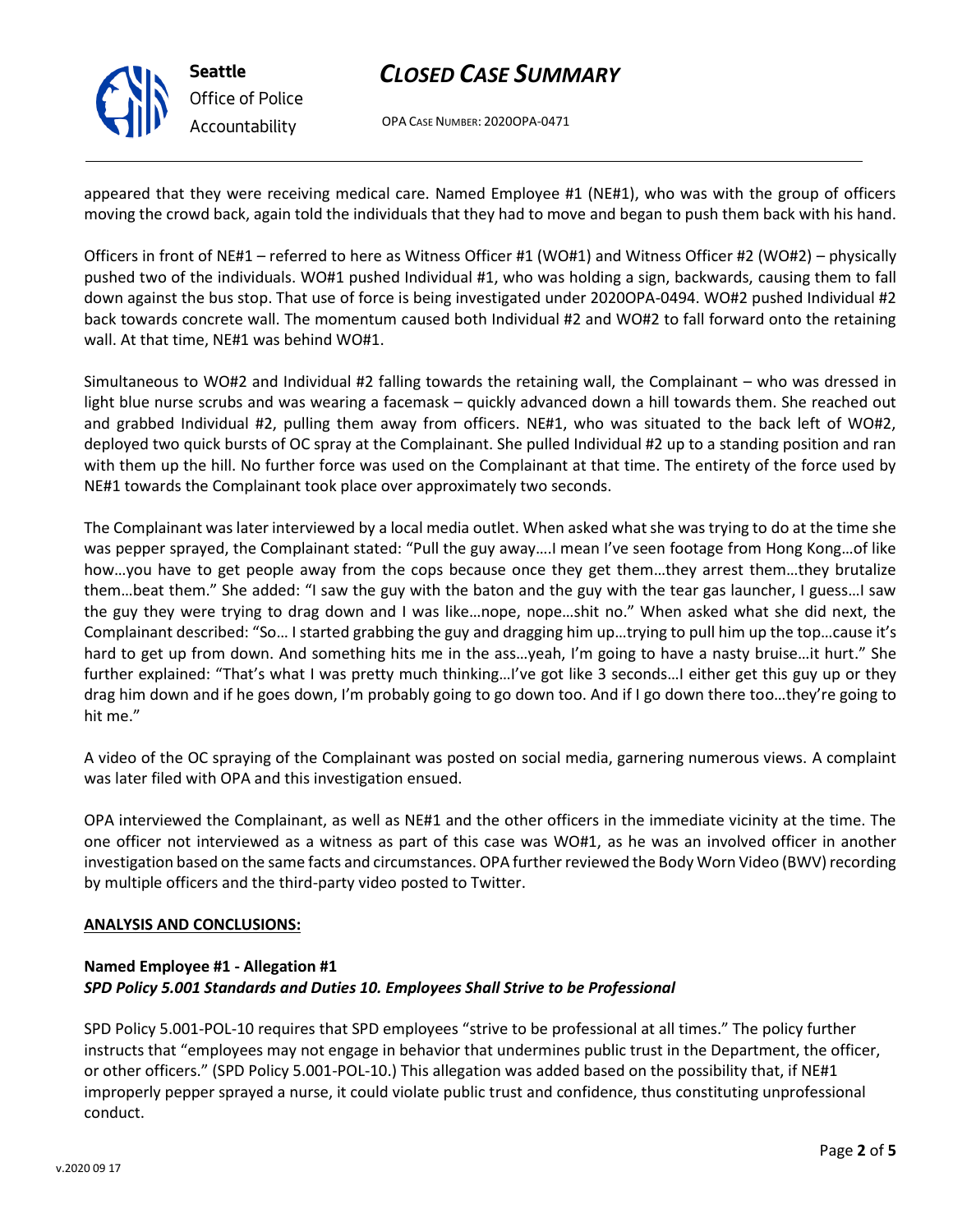appeared that they were receiving medical care. Named Employee #1 (NE#1), who was with the group of officers moving the crowd back, again told the individuals that they had to move and began to push them back with his hand.

Officers in front of NE#1 – referred to here as Witness Officer #1 (WO#1) and Witness Officer #2 (WO#2) – physically pushed two of the individuals. WO#1 pushed Individual #1, who was holding a sign, backwards, causing them to fall down against the bus stop. That use of force is being investigated under 2020OPA-0494. WO#2 pushed Individual #2 back towards concrete wall. The momentum caused both Individual #2 and WO#2 to fall forward onto the retaining wall. At that time, NE#1 was behind WO#1.

Simultaneous to WO#2 and Individual #2 falling towards the retaining wall, the Complainant – who was dressed in light blue nurse scrubs and was wearing a facemask – quickly advanced down a hill towards them. She reached out and grabbed Individual #2, pulling them away from officers. NE#1, who was situated to the back left of WO#2, deployed two quick bursts of OC spray at the Complainant. She pulled Individual #2 up to a standing position and ran with them up the hill. No further force was used on the Complainant at that time. The entirety of the force used by NE#1 towards the Complainant took place over approximately two seconds.

The Complainant was later interviewed by a local media outlet. When asked what she was trying to do at the time she was pepper sprayed, the Complainant stated: "Pull the guy away….I mean I've seen footage from Hong Kong…of like how…you have to get people away from the cops because once they get them…they arrest them…they brutalize them…beat them." She added: "I saw the guy with the baton and the guy with the tear gas launcher, I guess…I saw the guy they were trying to drag down and I was like…nope, nope…shit no." When asked what she did next, the Complainant described: "So… I started grabbing the guy and dragging him up…trying to pull him up the top…cause it's hard to get up from down. And something hits me in the ass…yeah, I'm going to have a nasty bruise…it hurt." She further explained: "That's what I was pretty much thinking…I've got like 3 seconds…I either get this guy up or they drag him down and if he goes down, I'm probably going to go down too. And if I go down there too…they're going to hit me."

A video of the OC spraying of the Complainant was posted on social media, garnering numerous views. A complaint was later filed with OPA and this investigation ensued.

OPA interviewed the Complainant, as well as NE#1 and the other officers in the immediate vicinity at the time. The one officer not interviewed as a witness as part of this case was WO#1, as he was an involved officer in another investigation based on the same facts and circumstances. OPA further reviewed the Body Worn Video (BWV) recording by multiple officers and the third-party video posted to Twitter.

## ANALYSIS AND CONCLUSIONS:

### Named Employee #1 - Allegation #1
***SPD Policy 5.001 Standards and Duties 10. Employees Shall Strive to be Professional***

SPD Policy 5.001-POL-10 requires that SPD employees "strive to be professional at all times." The policy further instructs that "employees may not engage in behavior that undermines public trust in the Department, the officer, or other officers." (SPD Policy 5.001-POL-10.) This allegation was added based on the possibility that, if NE#1 improperly pepper sprayed a nurse, it could violate public trust and confidence, thus constituting unprofessional conduct.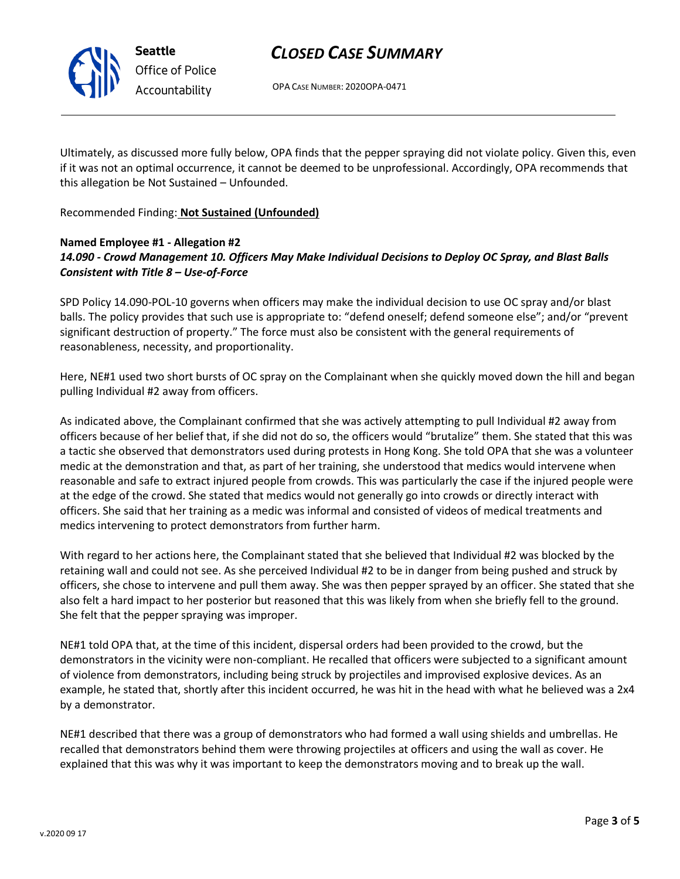Ultimately, as discussed more fully below, OPA finds that the pepper spraying did not violate policy. Given this, even if it was not an optimal occurrence, it cannot be deemed to be unprofessional. Accordingly, OPA recommends that this allegation be Not Sustained – Unfounded.

Recommended Finding: **Not Sustained (Unfounded)**

**Named Employee #1 - Allegation #2**
***14.090 - Crowd Management 10. Officers May Make Individual Decisions to Deploy OC Spray, and Blast Balls Consistent with Title 8 – Use-of-Force***

SPD Policy 14.090-POL-10 governs when officers may make the individual decision to use OC spray and/or blast balls. The policy provides that such use is appropriate to: "defend oneself; defend someone else"; and/or "prevent significant destruction of property." The force must also be consistent with the general requirements of reasonableness, necessity, and proportionality.

Here, NE#1 used two short bursts of OC spray on the Complainant when she quickly moved down the hill and began pulling Individual #2 away from officers.

As indicated above, the Complainant confirmed that she was actively attempting to pull Individual #2 away from officers because of her belief that, if she did not do so, the officers would "brutalize" them. She stated that this was a tactic she observed that demonstrators used during protests in Hong Kong. She told OPA that she was a volunteer medic at the demonstration and that, as part of her training, she understood that medics would intervene when reasonable and safe to extract injured people from crowds. This was particularly the case if the injured people were at the edge of the crowd. She stated that medics would not generally go into crowds or directly interact with officers. She said that her training as a medic was informal and consisted of videos of medical treatments and medics intervening to protect demonstrators from further harm.

With regard to her actions here, the Complainant stated that she believed that Individual #2 was blocked by the retaining wall and could not see. As she perceived Individual #2 to be in danger from being pushed and struck by officers, she chose to intervene and pull them away. She was then pepper sprayed by an officer. She stated that she also felt a hard impact to her posterior but reasoned that this was likely from when she briefly fell to the ground. She felt that the pepper spraying was improper.

NE#1 told OPA that, at the time of this incident, dispersal orders had been provided to the crowd, but the demonstrators in the vicinity were non-compliant. He recalled that officers were subjected to a significant amount of violence from demonstrators, including being struck by projectiles and improvised explosive devices. As an example, he stated that, shortly after this incident occurred, he was hit in the head with what he believed was a 2x4 by a demonstrator.

NE#1 described that there was a group of demonstrators who had formed a wall using shields and umbrellas. He recalled that demonstrators behind them were throwing projectiles at officers and using the wall as cover. He explained that this was why it was important to keep the demonstrators moving and to break up the wall.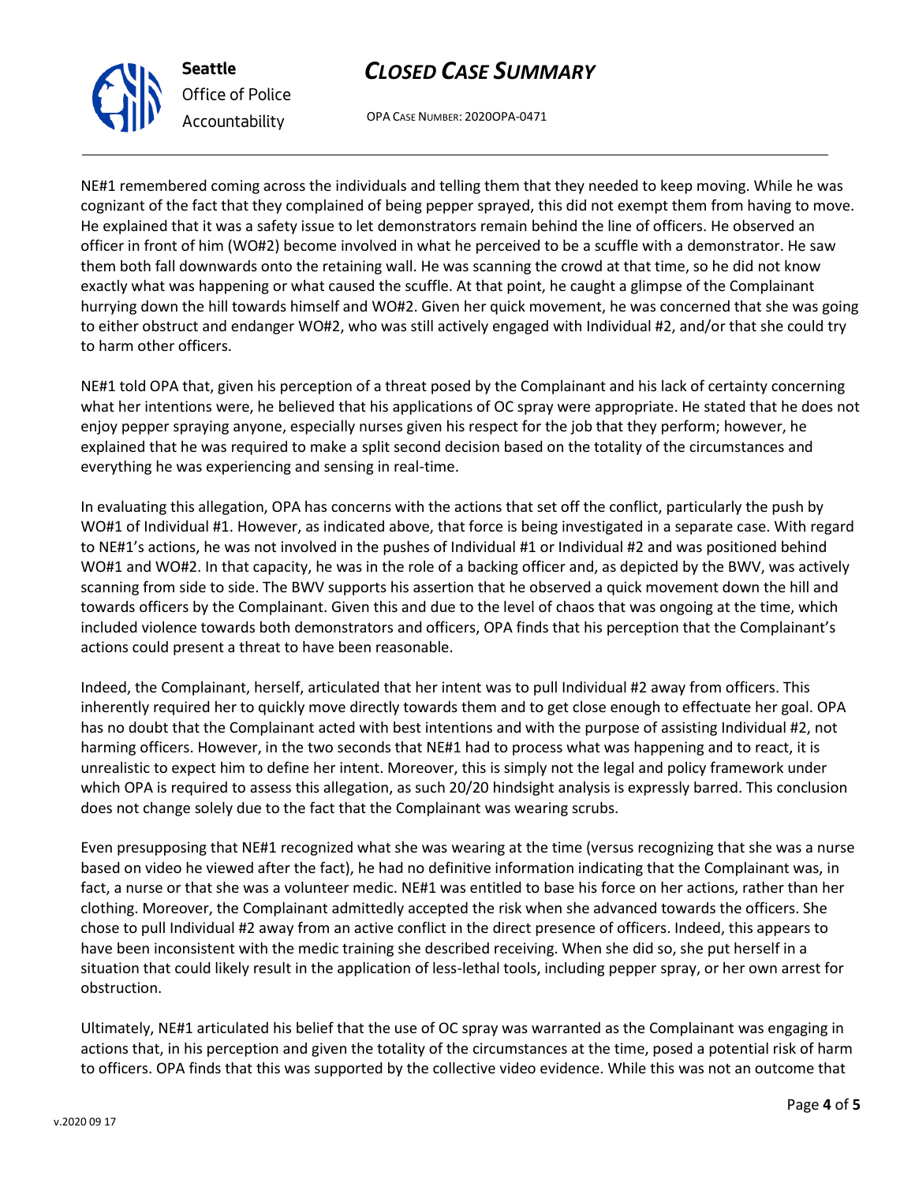NE#1 remembered coming across the individuals and telling them that they needed to keep moving. While he was cognizant of the fact that they complained of being pepper sprayed, this did not exempt them from having to move. He explained that it was a safety issue to let demonstrators remain behind the line of officers. He observed an officer in front of him (WO#2) become involved in what he perceived to be a scuffle with a demonstrator. He saw them both fall downwards onto the retaining wall. He was scanning the crowd at that time, so he did not know exactly what was happening or what caused the scuffle. At that point, he caught a glimpse of the Complainant hurrying down the hill towards himself and WO#2. Given her quick movement, he was concerned that she was going to either obstruct and endanger WO#2, who was still actively engaged with Individual #2, and/or that she could try to harm other officers.

NE#1 told OPA that, given his perception of a threat posed by the Complainant and his lack of certainty concerning what her intentions were, he believed that his applications of OC spray were appropriate. He stated that he does not enjoy pepper spraying anyone, especially nurses given his respect for the job that they perform; however, he explained that he was required to make a split second decision based on the totality of the circumstances and everything he was experiencing and sensing in real-time.

In evaluating this allegation, OPA has concerns with the actions that set off the conflict, particularly the push by WO#1 of Individual #1. However, as indicated above, that force is being investigated in a separate case. With regard to NE#1's actions, he was not involved in the pushes of Individual #1 or Individual #2 and was positioned behind WO#1 and WO#2. In that capacity, he was in the role of a backing officer and, as depicted by the BWV, was actively scanning from side to side. The BWV supports his assertion that he observed a quick movement down the hill and towards officers by the Complainant. Given this and due to the level of chaos that was ongoing at the time, which included violence towards both demonstrators and officers, OPA finds that his perception that the Complainant's actions could present a threat to have been reasonable.

Indeed, the Complainant, herself, articulated that her intent was to pull Individual #2 away from officers. This inherently required her to quickly move directly towards them and to get close enough to effectuate her goal. OPA has no doubt that the Complainant acted with best intentions and with the purpose of assisting Individual #2, not harming officers. However, in the two seconds that NE#1 had to process what was happening and to react, it is unrealistic to expect him to define her intent. Moreover, this is simply not the legal and policy framework under which OPA is required to assess this allegation, as such 20/20 hindsight analysis is expressly barred. This conclusion does not change solely due to the fact that the Complainant was wearing scrubs.

Even presupposing that NE#1 recognized what she was wearing at the time (versus recognizing that she was a nurse based on video he viewed after the fact), he had no definitive information indicating that the Complainant was, in fact, a nurse or that she was a volunteer medic. NE#1 was entitled to base his force on her actions, rather than her clothing. Moreover, the Complainant admittedly accepted the risk when she advanced towards the officers. She chose to pull Individual #2 away from an active conflict in the direct presence of officers. Indeed, this appears to have been inconsistent with the medic training she described receiving. When she did so, she put herself in a situation that could likely result in the application of less-lethal tools, including pepper spray, or her own arrest for obstruction.

Ultimately, NE#1 articulated his belief that the use of OC spray was warranted as the Complainant was engaging in actions that, in his perception and given the totality of the circumstances at the time, posed a potential risk of harm to officers. OPA finds that this was supported by the collective video evidence. While this was not an outcome that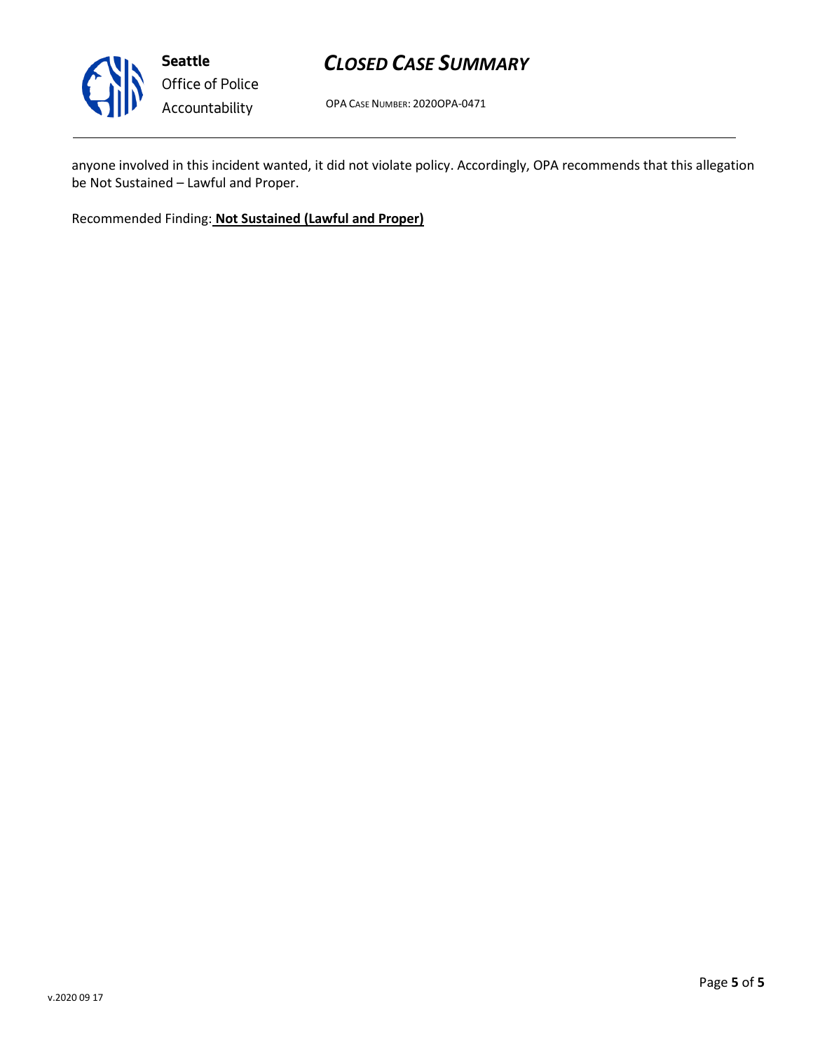anyone involved in this incident wanted, it did not violate policy. Accordingly, OPA recommends that this allegation be Not Sustained – Lawful and Proper.

Recommended Finding: **Not Sustained (Lawful and Proper)**